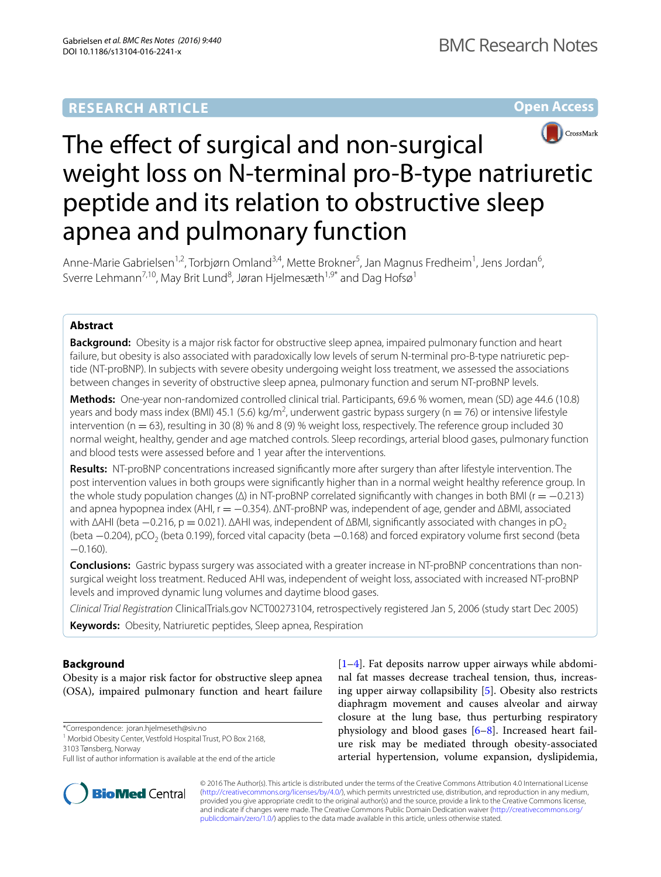RESEARCH ARTICLE

Open Access

# The effect of surgical and non-surgical weight loss on N-terminal pro-B-type natriuretic peptide and its relation to obstructive sleep apnea and pulmonary function

Anne-Marie Gabrielsen[1,2], Torbjørn Omland[3,4], Mette Brokner[5], Jan Magnus Fredheim[1], Jens Jordan[6], Sverre Lehmann[7,10], May Brit Lund[8], Jøran Hjelmesæth[1,9*] and Dag Hofsø[1]

## Abstract

**Background:** Obesity is a major risk factor for obstructive sleep apnea, impaired pulmonary function and heart failure, but obesity is also associated with paradoxically low levels of serum N-terminal pro-B-type natriuretic peptide (NT-proBNP). In subjects with severe obesity undergoing weight loss treatment, we assessed the associations between changes in severity of obstructive sleep apnea, pulmonary function and serum NT-proBNP levels.

**Methods:** One-year non-randomized controlled clinical trial. Participants, 69.6 % women, mean (SD) age 44.6 (10.8) years and body mass index (BMI) 45.1 (5.6) kg/m$^2$, underwent gastric bypass surgery (n = 76) or intensive lifestyle intervention (n = 63), resulting in 30 (8) % and 8 (9) % weight loss, respectively. The reference group included 30 normal weight, healthy, gender and age matched controls. Sleep recordings, arterial blood gases, pulmonary function and blood tests were assessed before and 1 year after the interventions.

**Results:** NT-proBNP concentrations increased significantly more after surgery than after lifestyle intervention. The post intervention values in both groups were significantly higher than in a normal weight healthy reference group. In the whole study population changes (Δ) in NT-proBNP correlated significantly with changes in both BMI (r = −0.213) and apnea hypopnea index (AHI, r = −0.354). ΔNT-proBNP was, independent of age, gender and ΔBMI, associated with ΔAHI (beta −0.216, p = 0.021). ΔAHI was, independent of ΔBMI, significantly associated with changes in $pO_2$ (beta −0.204), $pCO_2$ (beta 0.199), forced vital capacity (beta −0.168) and forced expiratory volume first second (beta −0.160).

**Conclusions:** Gastric bypass surgery was associated with a greater increase in NT-proBNP concentrations than non-surgical weight loss treatment. Reduced AHI was, independent of weight loss, associated with increased NT-proBNP levels and improved dynamic lung volumes and daytime blood gases.

*Clinical Trial Registration* ClinicalTrials.gov NCT00273104, retrospectively registered Jan 5, 2006 (study start Dec 2005)

**Keywords:** Obesity, Natriuretic peptides, Sleep apnea, Respiration

## Background

Obesity is a major risk factor for obstructive sleep apnea (OSA), impaired pulmonary function and heart failure [1–4]. Fat deposits narrow upper airways while abdominal fat masses decrease tracheal tension, thus, increasing upper airway collapsibility [5]. Obesity also restricts diaphragm movement and causes alveolar and airway closure at the lung base, thus perturbing respiratory physiology and blood gases [6–8]. Increased heart failure risk may be mediated through obesity-associated arterial hypertension, volume expansion, dyslipidemia,

*Correspondence: joran.hjelmeseth@siv.no
[1] Morbid Obesity Center, Vestfold Hospital Trust, PO Box 2168, 3103 Tønsberg, Norway
Full list of author information is available at the end of the article

© 2016 The Author(s). This article is distributed under the terms of the Creative Commons Attribution 4.0 International License (http://creativecommons.org/licenses/by/4.0/), which permits unrestricted use, distribution, and reproduction in any medium, provided you give appropriate credit to the original author(s) and the source, provide a link to the Creative Commons license, and indicate if changes were made. The Creative Commons Public Domain Dedication waiver (http://creativecommons.org/publicdomain/zero/1.0/) applies to the data made available in this article, unless otherwise stated.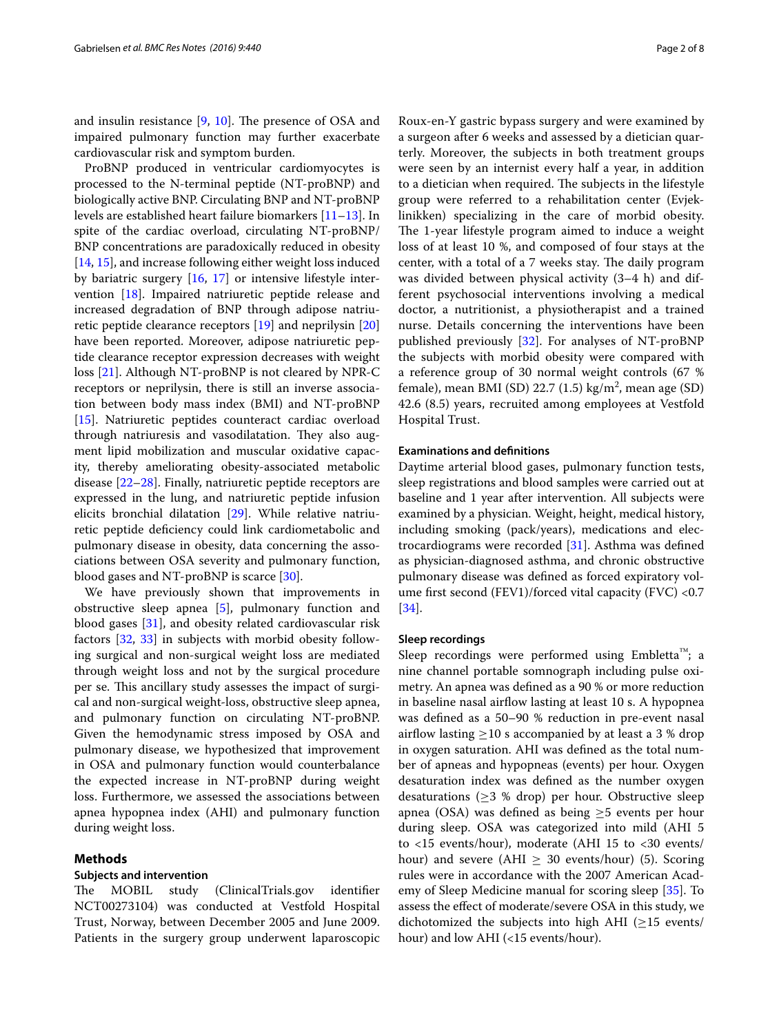and insulin resistance [9, 10]. The presence of OSA and impaired pulmonary function may further exacerbate cardiovascular risk and symptom burden.

ProBNP produced in ventricular cardiomyocytes is processed to the N-terminal peptide (NT-proBNP) and biologically active BNP. Circulating BNP and NT-proBNP levels are established heart failure biomarkers [11–13]. In spite of the cardiac overload, circulating NT-proBNP/BNP concentrations are paradoxically reduced in obesity [14, 15], and increase following either weight loss induced by bariatric surgery [16, 17] or intensive lifestyle intervention [18]. Impaired natriuretic peptide release and increased degradation of BNP through adipose natriuretic peptide clearance receptors [19] and neprilysin [20] have been reported. Moreover, adipose natriuretic peptide clearance receptor expression decreases with weight loss [21]. Although NT-proBNP is not cleared by NPR-C receptors or neprilysin, there is still an inverse association between body mass index (BMI) and NT-proBNP [15]. Natriuretic peptides counteract cardiac overload through natriuresis and vasodilatation. They also augment lipid mobilization and muscular oxidative capacity, thereby ameliorating obesity-associated metabolic disease [22–28]. Finally, natriuretic peptide receptors are expressed in the lung, and natriuretic peptide infusion elicits bronchial dilatation [29]. While relative natriuretic peptide deficiency could link cardiometabolic and pulmonary disease in obesity, data concerning the associations between OSA severity and pulmonary function, blood gases and NT-proBNP is scarce [30].

We have previously shown that improvements in obstructive sleep apnea [5], pulmonary function and blood gases [31], and obesity related cardiovascular risk factors [32, 33] in subjects with morbid obesity following surgical and non-surgical weight loss are mediated through weight loss and not by the surgical procedure per se. This ancillary study assesses the impact of surgical and non-surgical weight-loss, obstructive sleep apnea, and pulmonary function on circulating NT-proBNP. Given the hemodynamic stress imposed by OSA and pulmonary disease, we hypothesized that improvement in OSA and pulmonary function would counterbalance the expected increase in NT-proBNP during weight loss. Furthermore, we assessed the associations between apnea hypopnea index (AHI) and pulmonary function during weight loss.

## Methods

### Subjects and intervention

The MOBIL study (ClinicalTrials.gov identifier NCT00273104) was conducted at Vestfold Hospital Trust, Norway, between December 2005 and June 2009. Patients in the surgery group underwent laparoscopic Roux-en-Y gastric bypass surgery and were examined by a surgeon after 6 weeks and assessed by a dietician quarterly. Moreover, the subjects in both treatment groups were seen by an internist every half a year, in addition to a dietician when required. The subjects in the lifestyle group were referred to a rehabilitation center (Evjeklinikken) specializing in the care of morbid obesity. The 1-year lifestyle program aimed to induce a weight loss of at least 10 %, and composed of four stays at the center, with a total of a 7 weeks stay. The daily program was divided between physical activity (3–4 h) and different psychosocial interventions involving a medical doctor, a nutritionist, a physiotherapist and a trained nurse. Details concerning the interventions have been published previously [32]. For analyses of NT-proBNP the subjects with morbid obesity were compared with a reference group of 30 normal weight controls (67 % female), mean BMI (SD) 22.7 (1.5) kg/m$^2$, mean age (SD) 42.6 (8.5) years, recruited among employees at Vestfold Hospital Trust.

### Examinations and definitions

Daytime arterial blood gases, pulmonary function tests, sleep registrations and blood samples were carried out at baseline and 1 year after intervention. All subjects were examined by a physician. Weight, height, medical history, including smoking (pack/years), medications and electrocardiograms were recorded [31]. Asthma was defined as physician-diagnosed asthma, and chronic obstructive pulmonary disease was defined as forced expiratory volume first second (FEV1)/forced vital capacity (FVC) <0.7 [34].

### Sleep recordings

Sleep recordings were performed using Embletta™; a nine channel portable somnograph including pulse oximetry. An apnea was defined as a 90 % or more reduction in baseline nasal airflow lasting at least 10 s. A hypopnea was defined as a 50–90 % reduction in pre-event nasal airflow lasting ≥10 s accompanied by at least a 3 % drop in oxygen saturation. AHI was defined as the total number of apneas and hypopneas (events) per hour. Oxygen desaturation index was defined as the number oxygen desaturations (≥3 % drop) per hour. Obstructive sleep apnea (OSA) was defined as being ≥5 events per hour during sleep. OSA was categorized into mild (AHI 5 to <15 events/hour), moderate (AHI 15 to <30 events/hour) and severe (AHI ≥ 30 events/hour) (5). Scoring rules were in accordance with the 2007 American Academy of Sleep Medicine manual for scoring sleep [35]. To assess the effect of moderate/severe OSA in this study, we dichotomized the subjects into high AHI (≥15 events/hour) and low AHI (<15 events/hour).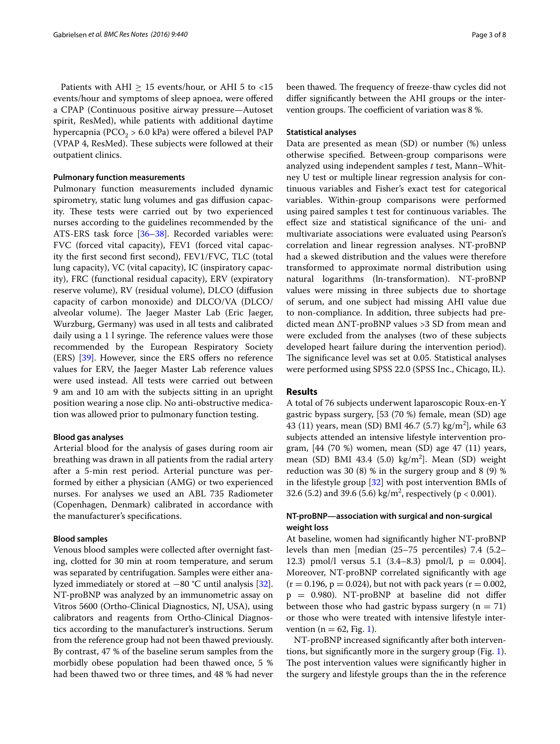Patients with AHI ≥ 15 events/hour, or AHI 5 to <15 events/hour and symptoms of sleep apnoea, were offered a CPAP (Continuous positive airway pressure—Autoset spirit, ResMed), while patients with additional daytime hypercapnia ($PCO_2$ > 6.0 kPa) were offered a bilevel PAP (VPAP 4, ResMed). These subjects were followed at their outpatient clinics.

#### Pulmonary function measurements

Pulmonary function measurements included dynamic spirometry, static lung volumes and gas diffusion capacity. These tests were carried out by two experienced nurses according to the guidelines recommended by the ATS-ERS task force [36–38]. Recorded variables were: FVC (forced vital capacity), FEV1 (forced vital capacity the first second first second), FEV1/FVC, TLC (total lung capacity), VC (vital capacity), IC (inspiratory capacity), FRC (functional residual capacity), ERV (expiratory reserve volume), RV (residual volume), DLCO (diffusion capacity of carbon monoxide) and DLCO/VA (DLCO/alveolar volume). The Jaeger Master Lab (Eric Jaeger, Wurzburg, Germany) was used in all tests and calibrated daily using a 1 l syringe. The reference values were those recommended by the European Respiratory Society (ERS) [39]. However, since the ERS offers no reference values for ERV, the Jaeger Master Lab reference values were used instead. All tests were carried out between 9 am and 10 am with the subjects sitting in an upright position wearing a nose clip. No anti-obstructive medication was allowed prior to pulmonary function testing.

#### Blood gas analyses

Arterial blood for the analysis of gases during room air breathing was drawn in all patients from the radial artery after a 5-min rest period. Arterial puncture was performed by either a physician (AMG) or two experienced nurses. For analyses we used an ABL 735 Radiometer (Copenhagen, Denmark) calibrated in accordance with the manufacturer's specifications.

#### Blood samples

Venous blood samples were collected after overnight fasting, clotted for 30 min at room temperature, and serum was separated by centrifugation. Samples were either analyzed immediately or stored at −80 °C until analysis [32]. NT-proBNP was analyzed by an immunometric assay on Vitros 5600 (Ortho-Clinical Diagnostics, NJ, USA), using calibrators and reagents from Ortho-Clinical Diagnostics according to the manufacturer's instructions. Serum from the reference group had not been thawed previously. By contrast, 47 % of the baseline serum samples from the morbidly obese population had been thawed once, 5 % had been thawed two or three times, and 48 % had never been thawed. The frequency of freeze-thaw cycles did not differ significantly between the AHI groups or the intervention groups. The coefficient of variation was 8 %.

#### Statistical analyses

Data are presented as mean (SD) or number (%) unless otherwise specified. Between-group comparisons were analyzed using independent samples *t* test, Mann–Whitney U test or multiple linear regression analysis for continuous variables and Fisher's exact test for categorical variables. Within-group comparisons were performed using paired samples t test for continuous variables. The effect size and statistical significance of the uni- and multivariate associations were evaluated using Pearson's correlation and linear regression analyses. NT-proBNP had a skewed distribution and the values were therefore transformed to approximate normal distribution using natural logarithms (ln-transformation). NT-proBNP values were missing in three subjects due to shortage of serum, and one subject had missing AHI value due to non-compliance. In addition, three subjects had predicted mean ΔNT-proBNP values >3 SD from mean and were excluded from the analyses (two of these subjects developed heart failure during the intervention period). The significance level was set at 0.05. Statistical analyses were performed using SPSS 22.0 (SPSS Inc., Chicago, IL).

## Results

A total of 76 subjects underwent laparoscopic Roux-en-Y gastric bypass surgery, [53 (70 %) female, mean (SD) age 43 (11) years, mean (SD) BMI 46.7 (5.7) kg/m$^2$], while 63 subjects attended an intensive lifestyle intervention program, [44 (70 %) women, mean (SD) age 47 (11) years, mean (SD) BMI 43.4 (5.0) kg/m$^2$]. Mean (SD) weight reduction was 30 (8) % in the surgery group and 8 (9) % in the lifestyle group [32] with post intervention BMIs of 32.6 (5.2) and 39.6 (5.6) kg/m$^2$, respectively ($p < 0.001$).

#### NT-proBNP—association with surgical and non-surgical weight loss

At baseline, women had significantly higher NT-proBNP levels than men [median (25–75 percentiles) 7.4 (5.2–12.3) pmol/l versus 5.1 (3.4–8.3) pmol/l, $p = 0.004$]. Moreover, NT-proBNP correlated significantly with age ($r = 0.196$, $p = 0.024$), but not with pack years ($r = 0.002$, $p = 0.980$). NT-proBNP at baseline did not differ between those who had gastric bypass surgery ($n = 71$) or those who were treated with intensive lifestyle intervention ($n = 62$, Fig. 1).

NT-proBNP increased significantly after both interventions, but significantly more in the surgery group (Fig. 1). The post intervention values were significantly higher in the surgery and lifestyle groups than the in the reference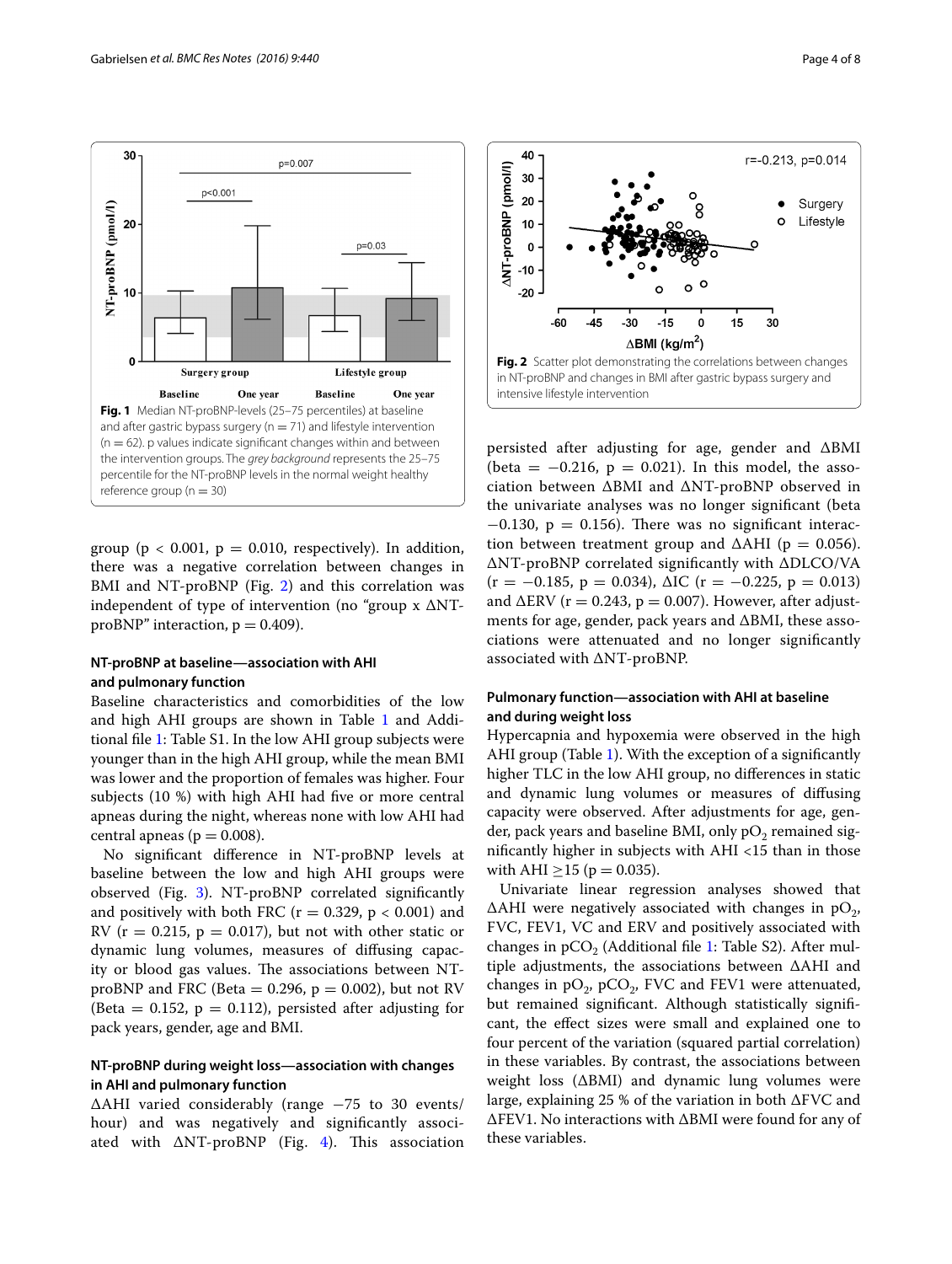Fig. 1 Median NT-proBNP-levels (25–75 percentiles) at baseline and after gastric bypass surgery (n = 71) and lifestyle intervention (n = 62). p values indicate significant changes within and between the intervention groups. The *grey background* represents the 25–75 percentile for the NT-proBNP levels in the normal weight healthy reference group (n = 30)

Fig. 2 Scatter plot demonstrating the correlations between changes in NT-proBNP and changes in BMI after gastric bypass surgery and intensive lifestyle intervention

group ($p < 0.001$, $p = 0.010$, respectively). In addition, there was a negative correlation between changes in BMI and NT-proBNP (Fig. 2) and this correlation was independent of type of intervention (no "group x ΔNT-proBNP" interaction, $p = 0.409$).

### NT-proBNP at baseline—association with AHI and pulmonary function

Baseline characteristics and comorbidities of the low and high AHI groups are shown in Table 1 and Additional file 1: Table S1. In the low AHI group subjects were younger than in the high AHI group, while the mean BMI was lower and the proportion of females was higher. Four subjects (10 %) with high AHI had five or more central apneas during the night, whereas none with low AHI had central apneas ($p = 0.008$).

No significant difference in NT-proBNP levels at baseline between the low and high AHI groups were observed (Fig. 3). NT-proBNP correlated significantly and positively with both FRC ($r = 0.329$, $p < 0.001$) and RV ($r = 0.215$, $p = 0.017$), but not with other static or dynamic lung volumes, measures of diffusing capacity or blood gas values. The associations between NT-proBNP and FRC (Beta = 0.296, $p = 0.002$), but not RV (Beta = 0.152, $p = 0.112$), persisted after adjusting for pack years, gender, age and BMI.

### NT-proBNP during weight loss—association with changes in AHI and pulmonary function

ΔAHI varied considerably (range −75 to 30 events/hour) and was negatively and significantly associated with ΔNT-proBNP (Fig. 4). This association persisted after adjusting for age, gender and ΔBMI (beta = −0.216, $p = 0.021$). In this model, the association between ΔBMI and ΔNT-proBNP observed in the univariate analyses was no longer significant (beta −0.130, $p = 0.156$). There was no significant interaction between treatment group and ΔAHI ($p = 0.056$). ΔNT-proBNP correlated significantly with ΔDLCO/VA ($r = -0.185$, $p = 0.034$), ΔIC ($r = -0.225$, $p = 0.013$) and ΔERV ($r = 0.243$, $p = 0.007$). However, after adjustments for age, gender, pack years and ΔBMI, these associations were attenuated and no longer significantly associated with ΔNT-proBNP.

### Pulmonary function—association with AHI at baseline and during weight loss

Hypercapnia and hypoxemia were observed in the high AHI group (Table 1). With the exception of a significantly higher TLC in the low AHI group, no differences in static and dynamic lung volumes or measures of diffusing capacity were observed. After adjustments for age, gender, pack years and baseline BMI, only $pO_2$ remained significantly higher in subjects with AHI <15 than in those with AHI ≥15 ($p = 0.035$).

Univariate linear regression analyses showed that ΔAHI were negatively associated with changes in $pO_2$, FVC, FEV1, VC and ERV and positively associated with changes in $pCO_2$ (Additional file 1: Table S2). After multiple adjustments, the associations between ΔAHI and changes in $pO_2$, $pCO_2$, FVC and FEV1 were attenuated, but remained significant. Although statistically significant, the effect sizes were small and explained one to four percent of the variation (squared partial correlation) in these variables. By contrast, the associations between weight loss (ΔBMI) and dynamic lung volumes were large, explaining 25 % of the variation in both ΔFVC and ΔFEV1. No interactions with ΔBMI were found for any of these variables.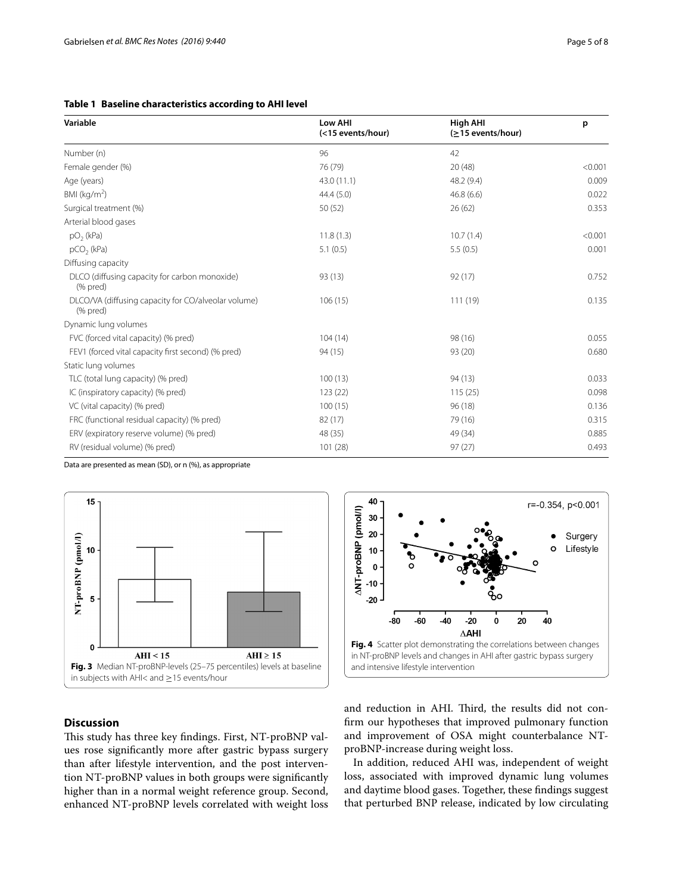**Table 1 Baseline characteristics according to AHI level**

| Variable | Low AHI (<15 events/hour) | High AHI (≥15 events/hour) | p |
|---|---|---|---|
| Number (n) | 96 | 42 | |
| Female gender (%) | 76 (79) | 20 (48) | <0.001 |
| Age (years) | 43.0 (11.1) | 48.2 (9.4) | 0.009 |
| BMI (kg/m$^2$) | 44.4 (5.0) | 46.8 (6.6) | 0.022 |
| Surgical treatment (%) | 50 (52) | 26 (62) | 0.353 |
| Arterial blood gases | | | |
| $pO_2$ (kPa) | 11.8 (1.3) | 10.7 (1.4) | <0.001 |
| $pCO_2$ (kPa) | 5.1 (0.5) | 5.5 (0.5) | 0.001 |
| Diffusing capacity | | | |
| DLCO (diffusing capacity for carbon monoxide) (% pred) | 93 (13) | 92 (17) | 0.752 |
| DLCO/VA (diffusing capacity for CO/alveolar volume) (% pred) | 106 (15) | 111 (19) | 0.135 |
| Dynamic lung volumes | | | |
| FVC (forced vital capacity) (% pred) | 104 (14) | 98 (16) | 0.055 |
| FEV1 (forced vital capacity first second) (% pred) | 94 (15) | 93 (20) | 0.680 |
| Static lung volumes | | | |
| TLC (total lung capacity) (% pred) | 100 (13) | 94 (13) | 0.033 |
| IC (inspiratory capacity) (% pred) | 123 (22) | 115 (25) | 0.098 |
| VC (vital capacity) (% pred) | 100 (15) | 96 (18) | 0.136 |
| FRC (functional residual capacity) (% pred) | 82 (17) | 79 (16) | 0.315 |
| ERV (expiratory reserve volume) (% pred) | 48 (35) | 49 (34) | 0.885 |
| RV (residual volume) (% pred) | 101 (28) | 97 (27) | 0.493 |

Data are presented as mean (SD), or n (%), as appropriate

**Fig. 3** Median NT-proBNP-levels (25–75 percentiles) levels at baseline in subjects with AHI< and ≥15 events/hour

**Fig. 4** Scatter plot demonstrating the correlations between changes in NT-proBNP levels and changes in AHI after gastric bypass surgery and intensive lifestyle intervention

## Discussion

This study has three key findings. First, NT-proBNP values rose significantly more after gastric bypass surgery than after lifestyle intervention, and the post intervention NT-proBNP values in both groups were significantly higher than in a normal weight reference group. Second, enhanced NT-proBNP levels correlated with weight loss and reduction in AHI. Third, the results did not confirm our hypotheses that improved pulmonary function and improvement of OSA might counterbalance NT-proBNP-increase during weight loss.

In addition, reduced AHI was, independent of weight loss, associated with improved dynamic lung volumes and daytime blood gases. Together, these findings suggest that perturbed BNP release, indicated by low circulating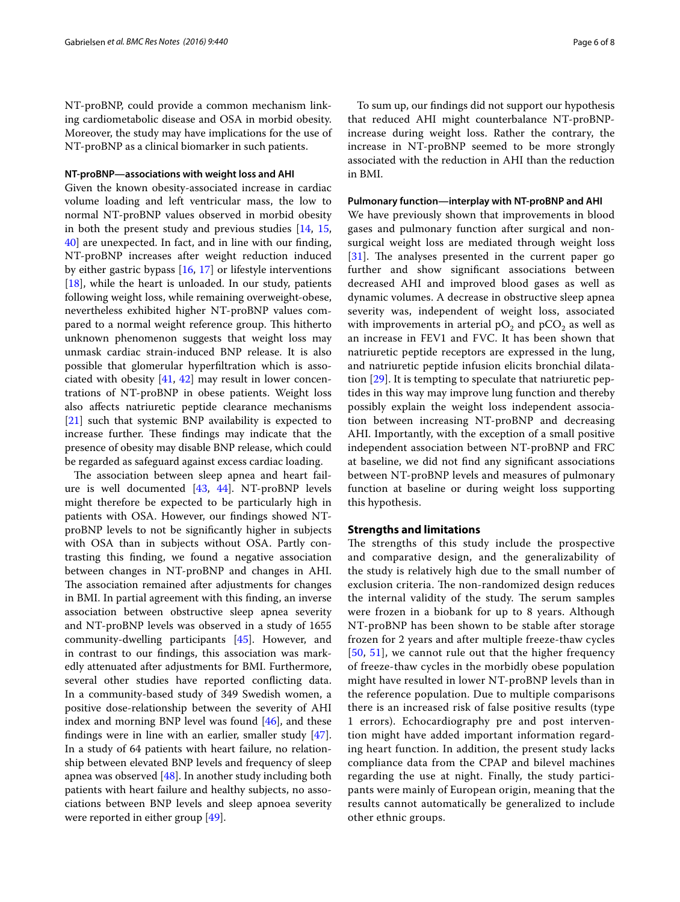NT-proBNP, could provide a common mechanism linking cardiometabolic disease and OSA in morbid obesity. Moreover, the study may have implications for the use of NT-proBNP as a clinical biomarker in such patients.

### NT-proBNP—associations with weight loss and AHI

Given the known obesity-associated increase in cardiac volume loading and left ventricular mass, the low to normal NT-proBNP values observed in morbid obesity in both the present study and previous studies [14, 15, 40] are unexpected. In fact, and in line with our finding, NT-proBNP increases after weight reduction induced by either gastric bypass [16, 17] or lifestyle interventions [18], while the heart is unloaded. In our study, patients following weight loss, while remaining overweight-obese, nevertheless exhibited higher NT-proBNP values compared to a normal weight reference group. This hitherto unknown phenomenon suggests that weight loss may unmask cardiac strain-induced BNP release. It is also possible that glomerular hyperfiltration which is associated with obesity [41, 42] may result in lower concentrations of NT-proBNP in obese patients. Weight loss also affects natriuretic peptide clearance mechanisms [21] such that systemic BNP availability is expected to increase further. These findings may indicate that the presence of obesity may disable BNP release, which could be regarded as safeguard against excess cardiac loading.

The association between sleep apnea and heart failure is well documented [43, 44]. NT-proBNP levels might therefore be expected to be particularly high in patients with OSA. However, our findings showed NT-proBNP levels to not be significantly higher in subjects with OSA than in subjects without OSA. Partly contrasting this finding, we found a negative association between changes in NT-proBNP and changes in AHI. The association remained after adjustments for changes in BMI. In partial agreement with this finding, an inverse association between obstructive sleep apnea severity and NT-proBNP levels was observed in a study of 1655 community-dwelling participants [45]. However, and in contrast to our findings, this association was markedly attenuated after adjustments for BMI. Furthermore, several other studies have reported conflicting data. In a community-based study of 349 Swedish women, a positive dose-relationship between the severity of AHI index and morning BNP level was found [46], and these findings were in line with an earlier, smaller study [47]. In a study of 64 patients with heart failure, no relationship between elevated BNP levels and frequency of sleep apnea was observed [48]. In another study including both patients with heart failure and healthy subjects, no associations between BNP levels and sleep apnoea severity were reported in either group [49].

To sum up, our findings did not support our hypothesis that reduced AHI might counterbalance NT-proBNP-increase during weight loss. Rather the contrary, the increase in NT-proBNP seemed to be more strongly associated with the reduction in AHI than the reduction in BMI.

### Pulmonary function—interplay with NT-proBNP and AHI

We have previously shown that improvements in blood gases and pulmonary function after surgical and non-surgical weight loss are mediated through weight loss [31]. The analyses presented in the current paper go further and show significant associations between decreased AHI and improved blood gases as well as dynamic volumes. A decrease in obstructive sleep apnea severity was, independent of weight loss, associated with improvements in arterial $pO_2$ and $pCO_2$ as well as an increase in FEV1 and FVC. It has been shown that natriuretic peptide receptors are expressed in the lung, and natriuretic peptide infusion elicits bronchial dilatation [29]. It is tempting to speculate that natriuretic peptides in this way may improve lung function and thereby possibly explain the weight loss independent association between increasing NT-proBNP and decreasing AHI. Importantly, with the exception of a small positive independent association between NT-proBNP and FRC at baseline, we did not find any significant associations between NT-proBNP levels and measures of pulmonary function at baseline or during weight loss supporting this hypothesis.

## Strengths and limitations

The strengths of this study include the prospective and comparative design, and the generalizability of the study is relatively high due to the small number of exclusion criteria. The non-randomized design reduces the internal validity of the study. The serum samples were frozen in a biobank for up to 8 years. Although NT-proBNP has been shown to be stable after storage frozen for 2 years and after multiple freeze-thaw cycles [50, 51], we cannot rule out that the higher frequency of freeze-thaw cycles in the morbidly obese population might have resulted in lower NT-proBNP levels than in the reference population. Due to multiple comparisons there is an increased risk of false positive results (type 1 errors). Echocardiography pre and post intervention might have added important information regarding heart function. In addition, the present study lacks compliance data from the CPAP and bilevel machines regarding the use at night. Finally, the study participants were mainly of European origin, meaning that the results cannot automatically be generalized to include other ethnic groups.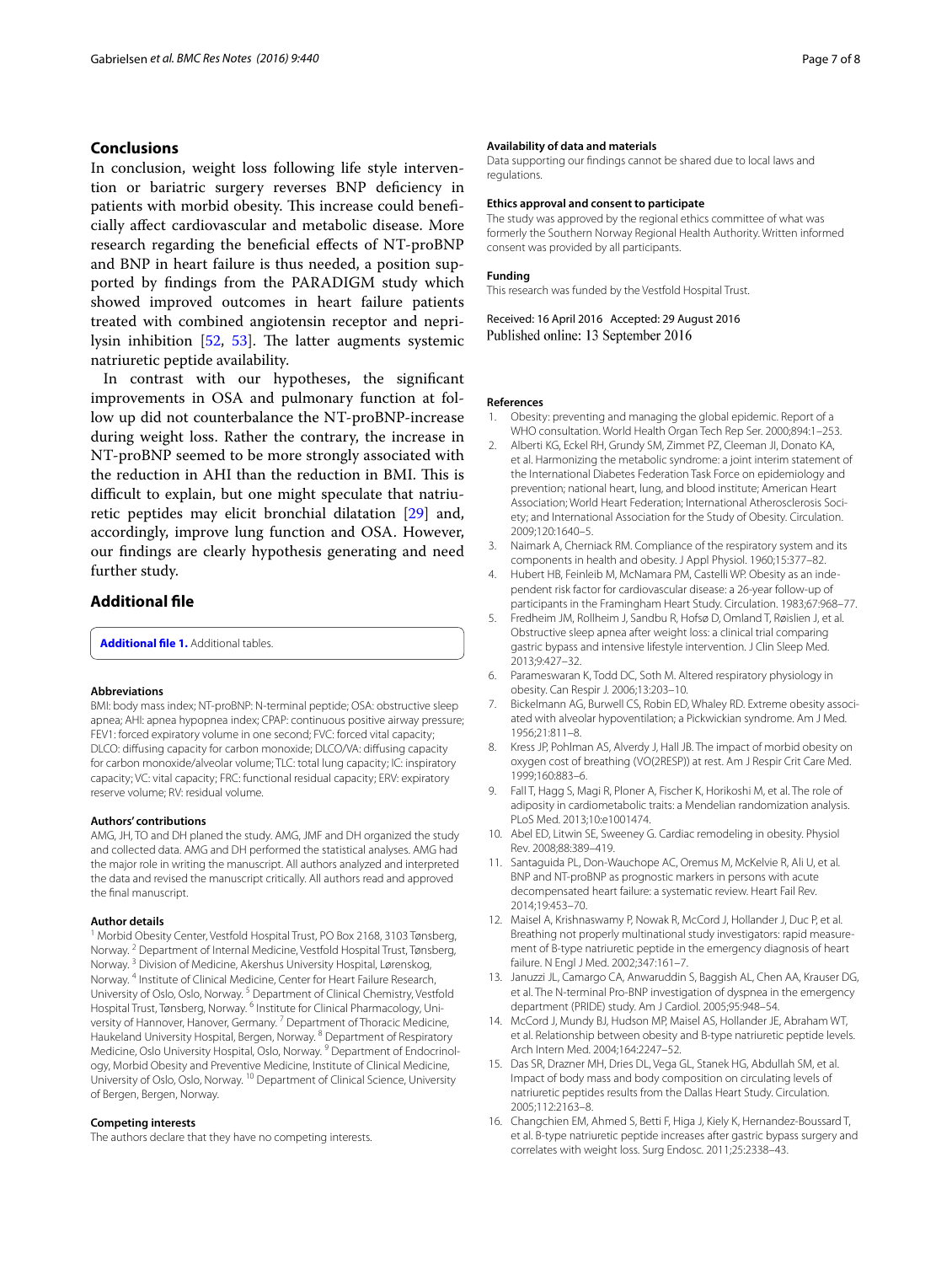## Conclusions

In conclusion, weight loss following life style intervention or bariatric surgery reverses BNP deficiency in patients with morbid obesity. This increase could beneficially affect cardiovascular and metabolic disease. More research regarding the beneficial effects of NT-proBNP and BNP in heart failure is thus needed, a position supported by findings from the PARADIGM study which showed improved outcomes in heart failure patients treated with combined angiotensin receptor and neprilysin inhibition [52, 53]. The latter augments systemic natriuretic peptide availability.

In contrast with our hypotheses, the significant improvements in OSA and pulmonary function at follow up did not counterbalance the NT-proBNP-increase during weight loss. Rather the contrary, the increase in NT-proBNP seemed to be more strongly associated with the reduction in AHI than the reduction in BMI. This is difficult to explain, but one might speculate that natriuretic peptides may elicit bronchial dilatation [29] and, accordingly, improve lung function and OSA. However, our findings are clearly hypothesis generating and need further study.

## Additional file

**Additional file 1.** Additional tables.

#### Abbreviations

BMI: body mass index; NT-proBNP: N-terminal peptide; OSA: obstructive sleep apnea; AHI: apnea hypopnea index; CPAP: continuous positive airway pressure; FEV1: forced expiratory volume in one second; FVC: forced vital capacity; DLCO: diffusing capacity for carbon monoxide; DLCO/VA: diffusing capacity for carbon monoxide/alveolar volume; TLC: total lung capacity; IC: inspiratory capacity; VC: vital capacity; FRC: functional residual capacity; ERV: expiratory reserve volume; RV: residual volume.

#### Authors' contributions

AMG, JH, TO and DH planed the study. AMG, JMF and DH organized the study and collected data. AMG and DH performed the statistical analyses. AMG had the major role in writing the manuscript. All authors analyzed and interpreted the data and revised the manuscript critically. All authors read and approved the final manuscript.

#### Author details

[1] Morbid Obesity Center, Vestfold Hospital Trust, PO Box 2168, 3103 Tønsberg, Norway. [2] Department of Internal Medicine, Vestfold Hospital Trust, Tønsberg, Norway. [3] Division of Medicine, Akershus University Hospital, Lørenskog, Norway. [4] Institute of Clinical Medicine, Center for Heart Failure Research, University of Oslo, Oslo, Norway. [5] Department of Clinical Chemistry, Vestfold Hospital Trust, Tønsberg, Norway. [6] Institute for Clinical Pharmacology, University of Hannover, Hanover, Germany. [7] Department of Thoracic Medicine, Haukeland University Hospital, Bergen, Norway. [8] Department of Respiratory Medicine, Oslo University Hospital, Oslo, Norway. [9] Department of Endocrinology, Morbid Obesity and Preventive Medicine, Institute of Clinical Medicine, University of Oslo, Oslo, Norway. [10] Department of Clinical Science, University of Bergen, Bergen, Norway.

#### Competing interests

The authors declare that they have no competing interests.

#### Availability of data and materials

Data supporting our findings cannot be shared due to local laws and regulations.

#### Ethics approval and consent to participate

The study was approved by the regional ethics committee of what was formerly the Southern Norway Regional Health Authority. Written informed consent was provided by all participants.

#### Funding

This research was funded by the Vestfold Hospital Trust.

Received: 16 April 2016 Accepted: 29 August 2016
Published online: 13 September 2016

#### References

1. Obesity: preventing and managing the global epidemic. Report of a WHO consultation. World Health Organ Tech Rep Ser. 2000;894:1–253.
2. Alberti KG, Eckel RH, Grundy SM, Zimmet PZ, Cleeman JI, Donato KA, et al. Harmonizing the metabolic syndrome: a joint interim statement of the International Diabetes Federation Task Force on epidemiology and prevention; national heart, lung, and blood institute; American Heart Association; World Heart Federation; International Atherosclerosis Society; and International Association for the Study of Obesity. Circulation. 2009;120:1640–5.
3. Naimark A, Cherniack RM. Compliance of the respiratory system and its components in health and obesity. J Appl Physiol. 1960;15:377–82.
4. Hubert HB, Feinleib M, McNamara PM, Castelli WP. Obesity as an independent risk factor for cardiovascular disease: a 26-year follow-up of participants in the Framingham Heart Study. Circulation. 1983;67:968–77.
5. Fredheim JM, Rollheim J, Sandbu R, Hofsø D, Omland T, Røislien J, et al. Obstructive sleep apnea after weight loss: a clinical trial comparing gastric bypass and intensive lifestyle intervention. J Clin Sleep Med. 2013;9:427–32.
6. Parameswaran K, Todd DC, Soth M. Altered respiratory physiology in obesity. Can Respir J. 2006;13:203–10.
7. Bickelmann AG, Burwell CS, Robin ED, Whaley RD. Extreme obesity associated with alveolar hypoventilation; a Pickwickian syndrome. Am J Med. 1956;21:811–8.
8. Kress JP, Pohlman AS, Alverdy J, Hall JB. The impact of morbid obesity on oxygen cost of breathing (VO(2RESP)) at rest. Am J Respir Crit Care Med. 1999;160:883–6.
9. Fall T, Hagg S, Magi R, Ploner A, Fischer K, Horikoshi M, et al. The role of adiposity in cardiometabolic traits: a Mendelian randomization analysis. PLoS Med. 2013;10:e1001474.
10. Abel ED, Litwin SE, Sweeney G. Cardiac remodeling in obesity. Physiol Rev. 2008;88:389–419.
11. Santaguida PL, Don-Wauchope AC, Oremus M, McKelvie R, Ali U, et al. BNP and NT-proBNP as prognostic markers in persons with acute decompensated heart failure: a systematic review. Heart Fail Rev. 2014;19:453–70.
12. Maisel A, Krishnaswamy P, Nowak R, McCord J, Hollander J, Duc P, et al. Breathing not properly multinational study investigators: rapid measurement of B-type natriuretic peptide in the emergency diagnosis of heart failure. N Engl J Med. 2002;347:161–7.
13. Januzzi JL, Camargo CA, Anwaruddin S, Baggish AL, Chen AA, Krauser DG, et al. The N-terminal Pro-BNP investigation of dyspnea in the emergency department (PRIDE) study. Am J Cardiol. 2005;95:948–54.
14. McCord J, Mundy BJ, Hudson MP, Maisel AS, Hollander JE, Abraham WT, et al. Relationship between obesity and B-type natriuretic peptide levels. Arch Intern Med. 2004;164:2247–52.
15. Das SR, Drazner MH, Dries DL, Vega GL, Stanek HG, Abdullah SM, et al. Impact of body mass and body composition on circulating levels of natriuretic peptides results from the Dallas Heart Study. Circulation. 2005;112:2163–8.
16. Changchien EM, Ahmed S, Betti F, Higa J, Kiely K, Hernandez-Boussard T, et al. B-type natriuretic peptide increases after gastric bypass surgery and correlates with weight loss. Surg Endosc. 2011;25:2338–43.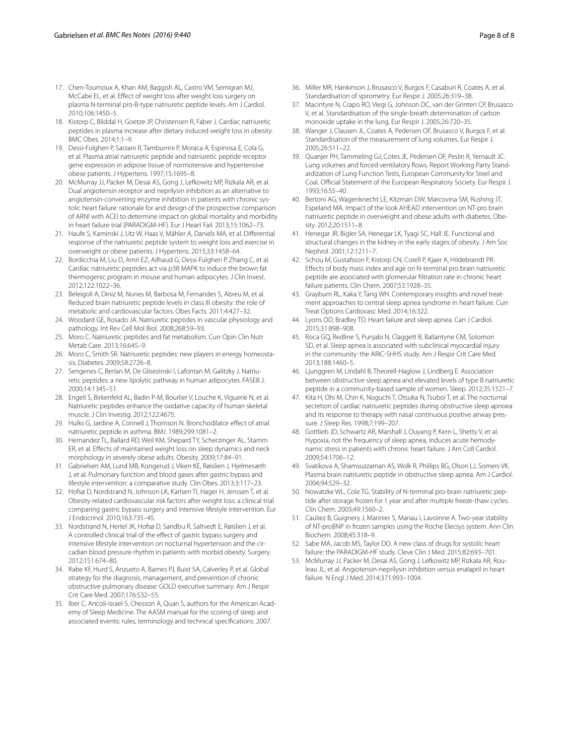17. Chen-Tournoux A, Khan AM, Baggish AL, Castro VM, Semigran MJ, McCabe EL, et al. Effect of weight loss after weight loss surgery on plasma N-terminal pro-B-type natriuretic peptide levels. Am J Cardiol. 2010;106:1450–5.
18. Kistorp C, Bliddal H, Goetze JP, Christensen R, Faber J. Cardiac natriuretic peptides in plasma increase after dietary induced weight loss in obesity. BMC Obes. 2014;1:1–9.
19. Dessì-Fulgheri P, Sarzani R, Tamburrini P, Moraca A, Espinosa E, Cola G, et al. Plasma atrial natriuretic peptide and natriuretic peptide receptor gene expression in adipose tissue of normotensive and hypertensive obese patients. J Hypertens. 1997;15:1695–8.
20. McMurray JJ, Packer M, Desai AS, Gong J, Lefkowitz MP, Rizkala AR, et al. Dual angiotensin receptor and neprilysin inhibition as an alternative to angiotensin-converting enzyme inhibition in patients with chronic systolic heart failure: rationale for and design of the prospective comparison of ARNI with ACEI to determine impact on global mortality and morbidity in heart failure trial (PARADIGM-HF). Eur J Heart Fail. 2013;15:1062–73.
21. Haufe S, Kaminski J, Utz W, Haas V, Mähler A, Daniels MA, et al. Differential response of the natriuretic peptide system to weight loss and exercise in overweight or obese patients. J Hypertens. 2015;33:1458–64.
22. Bordicchia M, Liu D, Amri EZ, Ailhaud G, Dessi-Fulgheri P, Zhang C, et al. Cardiac natriuretic peptides act via p38 MAPK to induce the brown fat thermogenic program in mouse and human adipocytes. J Clin Invest. 2012;122:1022–36.
23. Beleigoli A, Diniz M, Nunes M, Barbosa M, Fernandes S, Abreu M, et al. Reduced brain natriuretic peptide levels in class III obesity: the role of metabolic and cardiovascular factors. Obes Facts. 2011;4:427–32.
24. Woodard GE, Rosado JA. Natriuretic peptides in vascular physiology and pathology. Int Rev Cell Mol Biol. 2008;268:59–93.
25. Moro C. Natriuretic peptides and fat metabolism. Curr Opin Clin Nutr Metab Care. 2013;16:645–9.
26. Moro C, Smith SR. Natriuretic peptides: new players in energy homeostasis. Diabetes. 2009;58:2726–8.
27. Sengenes C, Berlan M, De Glisezinski I, Lafontan M, Galitzky J. Natriuretic peptides: a new lipolytic pathway in human adipocytes. FASEB J. 2000;14:1345–51.
28. Engeli S, Birkenfeld AL, Badin P-M, Bourlier V, Louche K, Viguerie N, et al. Natriuretic peptides enhance the oxidative capacity of human skeletal muscle. J Clin Investig. 2012;122:4675.
29. Hulks G, Jardine A, Connell J, Thomson N. Bronchodilator effect of atrial natriuretic peptide in asthma. BMJ. 1989;299:1081–2.
30. Hernandez TL, Ballard RD, Weil KM, Shepard TY, Scherzinger AL, Stamm ER, et al. Effects of maintained weight loss on sleep dynamics and neck morphology in severely obese adults. Obesity. 2009;17:84–91.
31. Gabrielsen AM, Lund MB, Kongerud J, Viken KE, Røislien J, Hjelmesæth J, et al. Pulmonary function and blood gases after gastric bypass and lifestyle intervention: a comparative study. Clin Obes. 2013;3:117–23.
32. Hofsø D, Nordstrand N, Johnson LK, Karlsen TI, Hager H, Jenssen T, et al. Obesity-related cardiovascular risk factors after weight loss: a clinical trial comparing gastric bypass surgery and intensive lifestyle intervention. Eur J Endocrinol. 2010;163:735–45.
33. Nordstrand N, Hertel JK, Hofsø D, Sandbu R, Saltvedt E, Røislien J, et al. A controlled clinical trial of the effect of gastric bypass surgery and intensive lifestyle intervention on nocturnal hypertension and the circadian blood pressure rhythm in patients with morbid obesity. Surgery. 2012;151:674–80.
34. Rabe KF, Hurd S, Anzueto A, Barnes PJ, Buist SA, Calverley P, et al. Global strategy for the diagnosis, management, and prevention of chronic obstructive pulmonary disease: GOLD executive summary. Am J Respir Crit Care Med. 2007;176:532–55.
35. Iber C, Ancoli-Israel S, Chesson A, Quan S, authors for the American Academy of Sleep Medicine. The AASM manual for the scoring of sleep and associated events: rules, terminology and technical specifications. 2007.
36. Miller MR, Hankinson J, Brusasco V, Burgos F, Casaburi R, Coates A, et al. Standardisation of spirometry. Eur Respir J. 2005;26:319–38.
37. Macintyre N, Crapo RO, Viegi G, Johnson DC, van der Grinten CP, Brusasco V, et al. Standardisation of the single-breath determination of carbon monoxide uptake in the lung. Eur Respir J. 2005;26:720–35.
38. Wanger J, Clausen JL, Coates A, Pedersen OF, Brusasco V, Burgos F, et al. Standardisation of the measurement of lung volumes. Eur Respir J. 2005;26:511–22.
39. Quanjer PH, Tammeling GJ, Cotes JE, Pedersen OF, Peslin R, Yernault JC. Lung volumes and forced ventilatory flows. Report Working Party Standardization of Lung Function Tests, European Community for Steel and Coal. Official Statement of the European Respiratory Society. Eur Respir J. 1993;16:S5–40.
40. Bertoni AG, Wagenknecht LE, Kitzman DW, Marcovina SM, Rushing JT, Espeland MA. Impact of the look AHEAD intervention on NT-pro brain natriuretic peptide in overweight and obese adults with diabetes. Obesity. 2012;20:1511–8.
41. Henegar JR, Bigler SA, Henegar LK, Tyagi SC, Hall JE. Functional and structural changes in the kidney in the early stages of obesity. J Am Soc Nephrol. 2001;12:1211–7.
42. Schou M, Gustafsson F, Kistorp CN, Corell P, Kjaer A, Hildebrandt PR. Effects of body mass index and age on N-terminal pro brain natriuretic peptide are associated with glomerular filtration rate in chronic heart failure patients. Clin Chem. 2007;53:1928–35.
43. Grayburn RL, Kaka Y, Tang WH. Contemporary insights and novel treatment approaches to central sleep apnea syndrome in heart failure. Curr Treat Options Cardiovasc Med. 2014;16:322.
44. Lyons OD, Bradley TD. Heart failure and sleep apnea. Can J Cardiol. 2015;31:898–908.
45. Roca GQ, Redline S, Punjabi N, Claggett B, Ballantyne CM, Solomon SD, et al. Sleep apnea is associated with subclinical myocardial injury in the community: the ARIC-SHHS study. Am J Respir Crit Care Med. 2013;188:1460–5.
46. Ljunggren M, Lindahl B, Theorell-Haglow J, Lindberg E. Association between obstructive sleep apnea and elevated levels of type B natriuretic peptide in a community-based sample of women. Sleep. 2012;35:1521–7.
47. Kita H, Ohi M, Chin K, Noguchi T, Otsuka N, Tsuboi T, et al. The nocturnal secretion of cardiac natriuretic peptides during obstructive sleep apnoea and its response to therapy with nasal continuous positive airway pressure. J Sleep Res. 1998;7:199–207.
48. Gottlieb JD, Schwartz AR, Marshall J, Ouyang P, Kern L, Shetty V, et al. Hypoxia, not the frequency of sleep apnea, induces acute hemodynamic stress in patients with chronic heart failure. J Am Coll Cardiol. 2009;54:1706–12.
49. Svatikova A, Shamsuzzaman AS, Wolk R, Phillips BG, Olson LJ, Somers VK. Plasma brain natriuretic peptide in obstructive sleep apnea. Am J Cardiol. 2004;94:529–32.
50. Nowatzke WL, Cole TG. Stability of N-terminal pro-brain natriuretic peptide after storage frozen for 1 year and after multiple freeze-thaw cycles. Clin Chem. 2003;49:1560–2.
51. Cauliez B, Guignery J, Marinier S, Mariau I, Lavoinne A. Two-year stability of NT-proBNP in frozen samples using the Roche Elecsys system. Ann Clin Biochem. 2008;45:318–9.
52. Sabe MA, Jacob MS, Taylor DO. A new class of drugs for systolic heart failure: the PARADIGM-HF study. Cleve Clin J Med. 2015;82:693–701.
53. McMurray JJ, Packer M, Desai AS, Gong J, Lefkowitz MP, Rizkala AR, Rouleau JL, et al. Angiotensin-neprilysin inhibition versus enalapril in heart failure. N Engl J Med. 2014;371:993–1004.